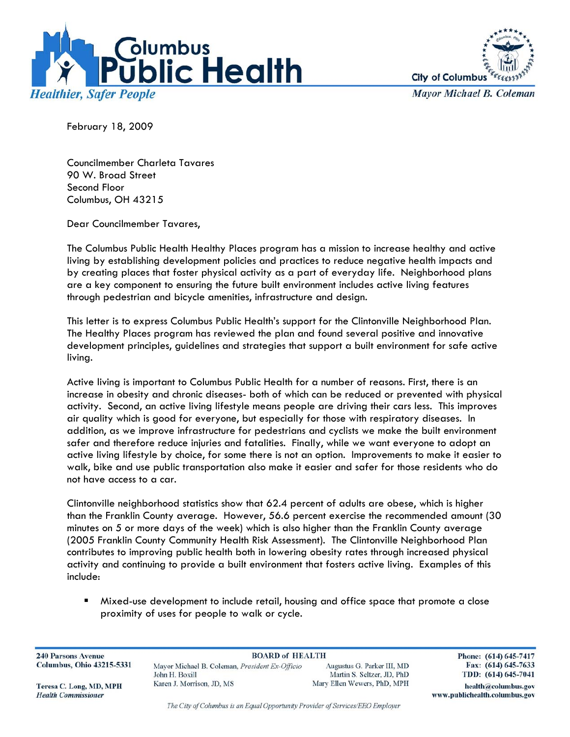**Columbus Public Health**
*Healthier, Safer People*

City of Columbus
*Mayor Michael B. Coleman*

February 18, 2009

Councilmember Charleta Tavares
90 W. Broad Street
Second Floor
Columbus, OH 43215

Dear Councilmember Tavares,

The Columbus Public Health Healthy Places program has a mission to increase healthy and active living by establishing development policies and practices to reduce negative health impacts and by creating places that foster physical activity as a part of everyday life. Neighborhood plans are a key component to ensuring the future built environment includes active living features through pedestrian and bicycle amenities, infrastructure and design.

This letter is to express Columbus Public Health's support for the Clintonville Neighborhood Plan. The Healthy Places program has reviewed the plan and found several positive and innovative development principles, guidelines and strategies that support a built environment for safe active living.

Active living is important to Columbus Public Health for a number of reasons. First, there is an increase in obesity and chronic diseases- both of which can be reduced or prevented with physical activity. Second, an active living lifestyle means people are driving their cars less. This improves air quality which is good for everyone, but especially for those with respiratory diseases. In addition, as we improve infrastructure for pedestrians and cyclists we make the built environment safer and therefore reduce injuries and fatalities. Finally, while we want everyone to adopt an active living lifestyle by choice, for some there is not an option. Improvements to make it easier to walk, bike and use public transportation also make it easier and safer for those residents who do not have access to a car.

Clintonville neighborhood statistics show that 62.4 percent of adults are obese, which is higher than the Franklin County average. However, 56.6 percent exercise the recommended amount (30 minutes on 5 or more days of the week) which is also higher than the Franklin County average (2005 Franklin County Community Health Risk Assessment). The Clintonville Neighborhood Plan contributes to improving public health both in lowering obesity rates through increased physical activity and continuing to provide a built environment that fosters active living. Examples of this include:

- Mixed-use development to include retail, housing and office space that promote a close proximity of uses for people to walk or cycle.

---

240 Parsons Avenue
Columbus, Ohio 43215-5331

Teresa C. Long, MD, MPH
*Health Commissioner*

**BOARD of HEALTH**
Mayor Michael B. Coleman, *President Ex-Officio*
John H. Boxill
Karen J. Morrison, JD, MS
Augustus G. Parker III, MD
Martin S. Seltzer, JD, PhD
Mary Ellen Wewers, PhD, MPH

Phone: (614) 645-7417
Fax: (614) 645-7633
TDD: (614) 645-7041
health@columbus.gov
www.publichealth.columbus.gov

*The City of Columbus is an Equal Opportunity Provider of Services/EEO Employer*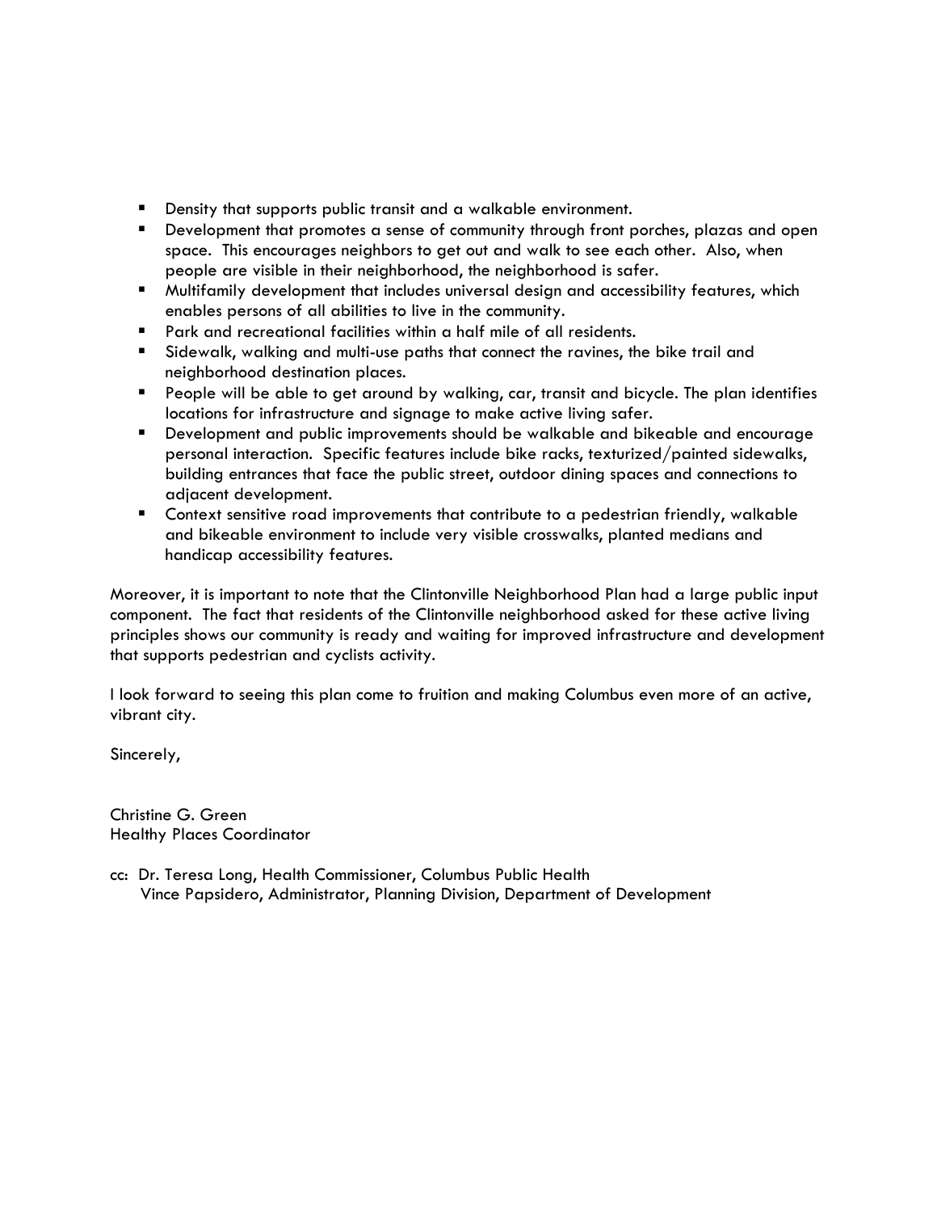- Density that supports public transit and a walkable environment.
- Development that promotes a sense of community through front porches, plazas and open space. This encourages neighbors to get out and walk to see each other. Also, when people are visible in their neighborhood, the neighborhood is safer.
- Multifamily development that includes universal design and accessibility features, which enables persons of all abilities to live in the community.
- Park and recreational facilities within a half mile of all residents.
- Sidewalk, walking and multi-use paths that connect the ravines, the bike trail and neighborhood destination places.
- People will be able to get around by walking, car, transit and bicycle. The plan identifies locations for infrastructure and signage to make active living safer.
- Development and public improvements should be walkable and bikeable and encourage personal interaction. Specific features include bike racks, texturized/painted sidewalks, building entrances that face the public street, outdoor dining spaces and connections to adjacent development.
- Context sensitive road improvements that contribute to a pedestrian friendly, walkable and bikeable environment to include very visible crosswalks, planted medians and handicap accessibility features.

Moreover, it is important to note that the Clintonville Neighborhood Plan had a large public input component. The fact that residents of the Clintonville neighborhood asked for these active living principles shows our community is ready and waiting for improved infrastructure and development that supports pedestrian and cyclists activity.

I look forward to seeing this plan come to fruition and making Columbus even more of an active, vibrant city.

Sincerely,

Christine G. Green
Healthy Places Coordinator

cc: Dr. Teresa Long, Health Commissioner, Columbus Public Health
Vince Papsidero, Administrator, Planning Division, Department of Development